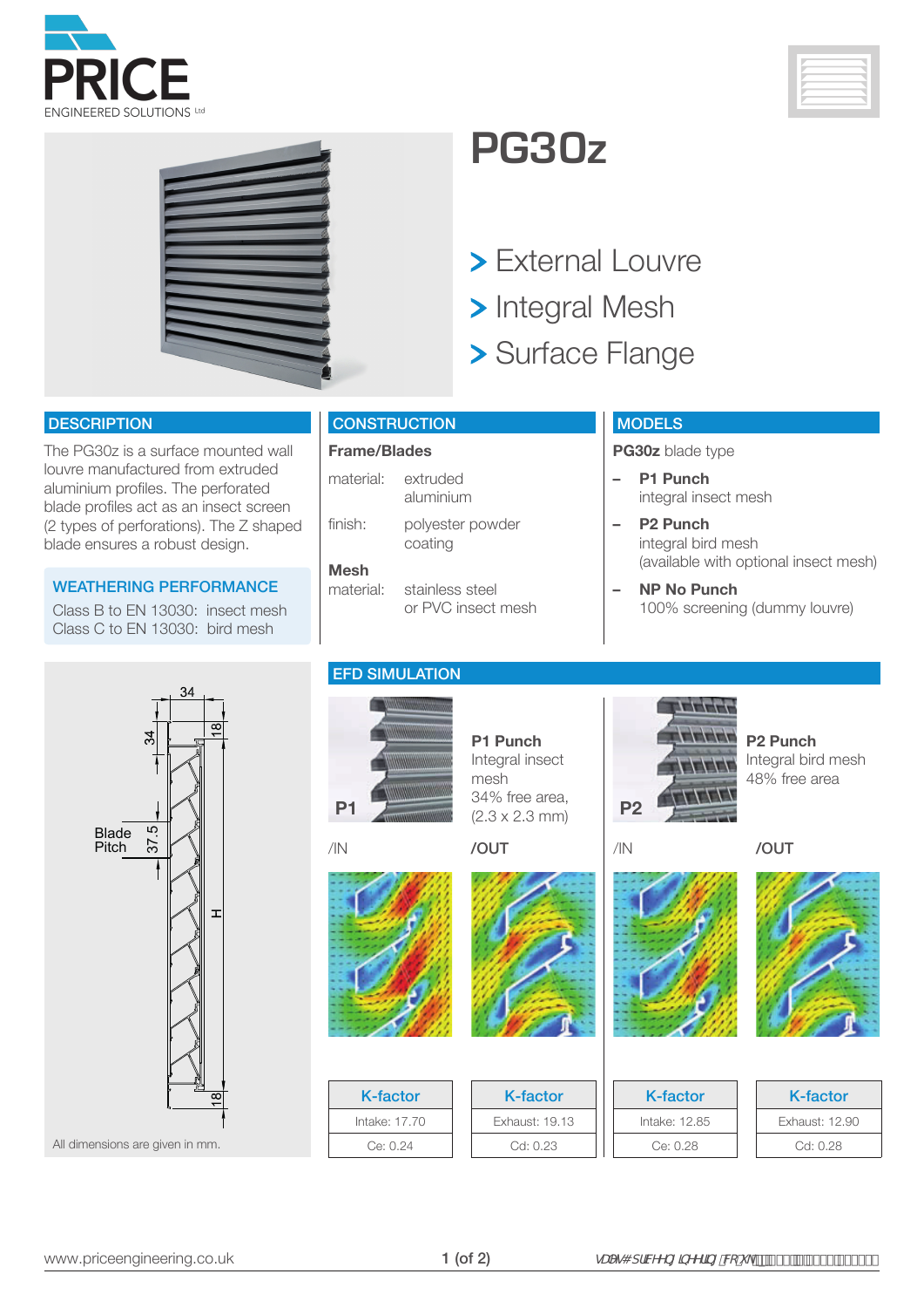PRICE ENGINEERED SOLUTIONS Ltd

# PG30z

- External Louvre
- Integral Mesh
- Surface Flange

## DESCRIPTION

The PG30z is a surface mounted wall louvre manufactured from extruded aluminium profiles. The perforated blade profiles act as an insect screen (2 types of perforations). The Z shaped blade ensures a robust design.

### WEATHERING PERFORMANCE

Class B to EN 13030: insect mesh
Class C to EN 13030: bird mesh

## CONSTRUCTION

**Frame/Blades**

material: extruded aluminium

finish: polyester powder coating

**Mesh**

material: stainless steel or PVC insect mesh

## MODELS

**PG30z** blade type

- **P1 Punch**
  integral insect mesh
- **P2 Punch**
  integral bird mesh
  (available with optional insect mesh)
- **NP No Punch**
  100% screening (dummy louvre)

34

34

18

Blade Pitch 37.5

H

18

All dimensions are given in mm.

## EFD SIMULATION

P1

**P1 Punch**
Integral insect mesh
34% free area,
(2.3 x 2.3 mm)

P2

**P2 Punch**
Integral bird mesh
48% free area

| /IN | /OUT | /IN | /OUT |
|---|---|---|---|
| K-factor | K-factor | K-factor | K-factor |
| Intake: 17.70 | Exhaust: 19.13 | Intake: 12.85 | Exhaust: 12.90 |
| Ce: 0.24 | Cd: 0.23 | Ce: 0.28 | Cd: 0.28 |

www.priceengineering.co.uk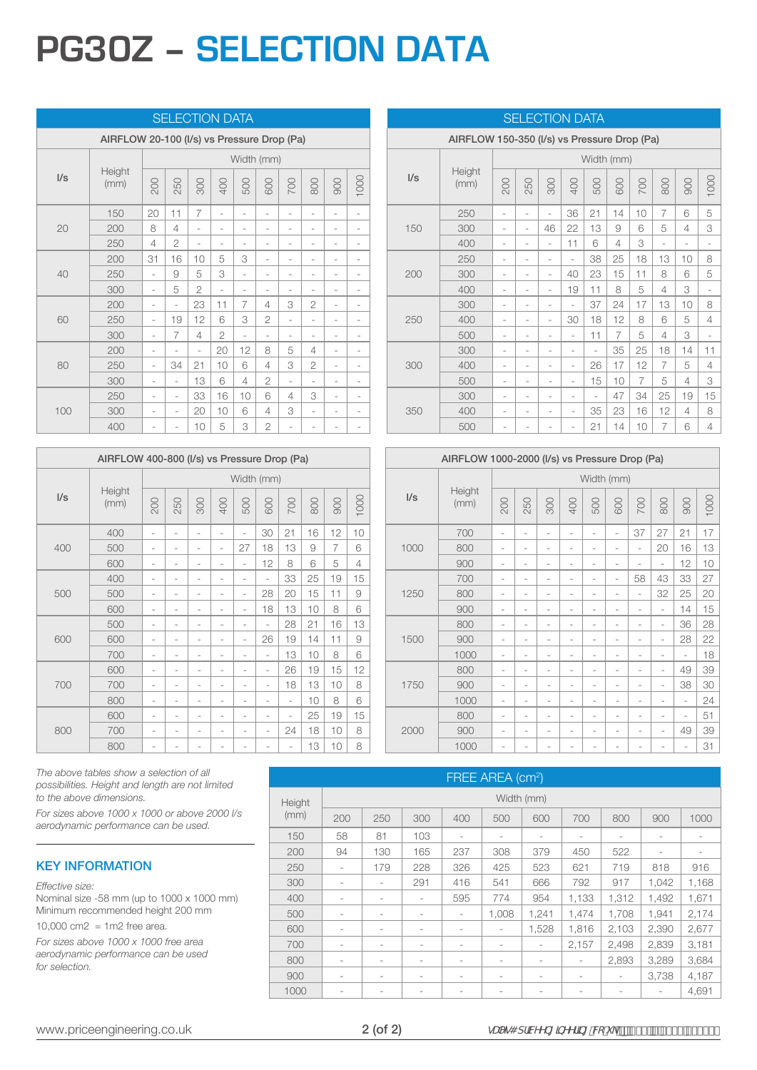# PG30Z – SELECTION DATA

## SELECTION DATA

AIRFLOW 20-100 (l/s) vs Pressure Drop (Pa)

| l/s | Height (mm) | Width (mm) | | | | | | | | | |
|---|---|---|---|---|---|---|---|---|---|---|---|
| | | 200 | 250 | 300 | 400 | 500 | 600 | 700 | 800 | 900 | 1000 |
| 20 | 150 | 20 | 11 | 7 | - | - | - | - | - | - | - |
| | 200 | 8 | 4 | - | - | - | - | - | - | - | - |
| | 250 | 4 | 2 | - | - | - | - | - | - | - | - |
| 40 | 200 | 31 | 16 | 10 | 5 | 3 | - | - | - | - | - |
| | 250 | - | 9 | 5 | 3 | - | - | - | - | - | - |
| | 300 | - | 5 | 2 | - | - | - | - | - | - | - |
| 60 | 200 | - | - | 23 | 11 | 7 | 4 | 3 | 2 | - | - |
| | 250 | - | 19 | 12 | 6 | 3 | 2 | - | - | - | - |
| | 300 | - | 7 | 4 | 2 | - | - | - | - | - | - |
| 80 | 200 | - | - | - | 20 | 12 | 8 | 5 | 4 | - | - |
| | 250 | - | 34 | 21 | 10 | 6 | 4 | 3 | 2 | - | - |
| | 300 | - | - | 13 | 6 | 4 | 2 | - | - | - | - |
| 100 | 250 | - | - | 33 | 16 | 10 | 6 | 4 | 3 | - | - |
| | 300 | - | - | 20 | 10 | 6 | 4 | 3 | - | - | - |
| | 400 | - | - | 10 | 5 | 3 | 2 | - | - | - | - |

## SELECTION DATA

AIRFLOW 150-350 (l/s) vs Pressure Drop (Pa)

| l/s | Height (mm) | Width (mm) | | | | | | | | | |
|---|---|---|---|---|---|---|---|---|---|---|---|
| | | 200 | 250 | 300 | 400 | 500 | 600 | 700 | 800 | 900 | 1000 |
| 150 | 250 | - | - | - | 36 | 21 | 14 | 10 | 7 | 6 | 5 |
| | 300 | - | - | 46 | 22 | 13 | 9 | 6 | 5 | 4 | 3 |
| | 400 | - | - | - | 11 | 6 | 4 | 3 | - | - | - |
| 200 | 250 | - | - | - | - | 38 | 25 | 18 | 13 | 10 | 8 |
| | 300 | - | - | - | 40 | 23 | 15 | 11 | 8 | 6 | 5 |
| | 400 | - | - | - | 19 | 11 | 8 | 5 | 4 | 3 | - |
| 250 | 300 | - | - | - | - | 37 | 24 | 17 | 13 | 10 | 8 |
| | 400 | - | - | - | 30 | 18 | 12 | 8 | 6 | 5 | 4 |
| | 500 | - | - | - | - | 11 | 7 | 5 | 4 | 3 | - |
| 300 | 300 | - | - | - | - | - | 35 | 25 | 18 | 14 | 11 |
| | 400 | - | - | - | - | 26 | 17 | 12 | 7 | 5 | 4 |
| | 500 | - | - | - | - | 15 | 10 | 7 | 5 | 4 | 3 |
| 350 | 300 | - | - | - | - | - | 47 | 34 | 25 | 19 | 15 |
| | 400 | - | - | - | - | 35 | 23 | 16 | 12 | 4 | 8 |
| | 500 | - | - | - | - | 21 | 14 | 10 | 7 | 6 | 4 |

AIRFLOW 400-800 (l/s) vs Pressure Drop (Pa)

| l/s | Height (mm) | Width (mm) | | | | | | | | | |
|---|---|---|---|---|---|---|---|---|---|---|---|
| | | 200 | 250 | 300 | 400 | 500 | 600 | 700 | 800 | 900 | 1000 |
| 400 | 400 | - | - | - | - | - | 30 | 21 | 16 | 12 | 10 |
| | 500 | - | - | - | - | 27 | 18 | 13 | 9 | 7 | 6 |
| | 600 | - | - | - | - | - | 12 | 8 | 6 | 5 | 4 |
| 500 | 400 | - | - | - | - | - | - | 33 | 25 | 19 | 15 |
| | 500 | - | - | - | - | - | 28 | 20 | 15 | 11 | 9 |
| | 600 | - | - | - | - | - | 18 | 13 | 10 | 8 | 6 |
| 600 | 500 | - | - | - | - | - | - | 28 | 21 | 16 | 13 |
| | 600 | - | - | - | - | - | 26 | 19 | 14 | 11 | 9 |
| | 700 | - | - | - | - | - | - | 13 | 10 | 8 | 6 |
| 700 | 600 | - | - | - | - | - | - | 26 | 19 | 15 | 12 |
| | 700 | - | - | - | - | - | - | 18 | 13 | 10 | 8 |
| | 800 | - | - | - | - | - | - | - | 10 | 8 | 6 |
| 800 | 600 | - | - | - | - | - | - | - | 25 | 19 | 15 |
| | 700 | - | - | - | - | - | - | 24 | 18 | 10 | 8 |
| | 800 | - | - | - | - | - | - | - | 13 | 10 | 8 |

AIRFLOW 1000-2000 (l/s) vs Pressure Drop (Pa)

| l/s | Height (mm) | Width (mm) | | | | | | | | | |
|---|---|---|---|---|---|---|---|---|---|---|---|
| | | 200 | 250 | 300 | 400 | 500 | 600 | 700 | 800 | 900 | 1000 |
| 1000 | 700 | - | - | - | - | - | - | 37 | 27 | 21 | 17 |
| | 800 | - | - | - | - | - | - | - | 20 | 16 | 13 |
| | 900 | - | - | - | - | - | - | - | - | 12 | 10 |
| 1250 | 700 | - | - | - | - | - | - | 58 | 43 | 33 | 27 |
| | 800 | - | - | - | - | - | - | - | 32 | 25 | 20 |
| | 900 | - | - | - | - | - | - | - | - | 14 | 15 |
| 1500 | 800 | - | - | - | - | - | - | - | - | 36 | 28 |
| | 900 | - | - | - | - | - | - | - | - | 28 | 22 |
| | 1000 | - | - | - | - | - | - | - | - | - | 18 |
| 1750 | 800 | - | - | - | - | - | - | - | - | 49 | 39 |
| | 900 | - | - | - | - | - | - | - | - | 38 | 30 |
| | 1000 | - | - | - | - | - | - | - | - | - | 24 |
| 2000 | 800 | - | - | - | - | - | - | - | - | - | 51 |
| | 900 | - | - | - | - | - | - | - | - | 49 | 39 |
| | 1000 | - | - | - | - | - | - | - | - | - | 31 |

*The above tables show a selection of all possibilities. Height and length are not limited to the above dimensions.*

*For sizes above 1000 x 1000 or above 2000 l/s aerodynamic performance can be used.*

### KEY INFORMATION

*Effective size:*
Nominal size -58 mm (up to 1000 x 1000 mm)
Minimum recommended height 200 mm

10,000 cm2 = 1m2 free area.

*For sizes above 1000 x 1000 free area aerodynamic performance can be used for selection.*

## FREE AREA (cm²)

| Height (mm) | Width (mm) | | | | | | | | | |
|---|---|---|---|---|---|---|---|---|---|---|
| | 200 | 250 | 300 | 400 | 500 | 600 | 700 | 800 | 900 | 1000 |
| 150 | 58 | 81 | 103 | - | - | - | - | - | - | - |
| 200 | 94 | 130 | 165 | 237 | 308 | 379 | 450 | 522 | - | - |
| 250 | - | 179 | 228 | 326 | 425 | 523 | 621 | 719 | 818 | 916 |
| 300 | - | - | 291 | 416 | 541 | 666 | 792 | 917 | 1,042 | 1,168 |
| 400 | - | - | - | 595 | 774 | 954 | 1,133 | 1,312 | 1,492 | 1,671 |
| 500 | - | - | - | - | 1,008 | 1,241 | 1,474 | 1,708 | 1,941 | 2,174 |
| 600 | - | - | - | - | - | 1,528 | 1,816 | 2,103 | 2,390 | 2,677 |
| 700 | - | - | - | - | - | - | 2,157 | 2,498 | 2,839 | 3,181 |
| 800 | - | - | - | - | - | - | - | 2,893 | 3,289 | 3,684 |
| 900 | - | - | - | - | - | - | - | - | 3,738 | 4,187 |
| 1000 | - | - | - | - | - | - | - | - | - | 4,691 |